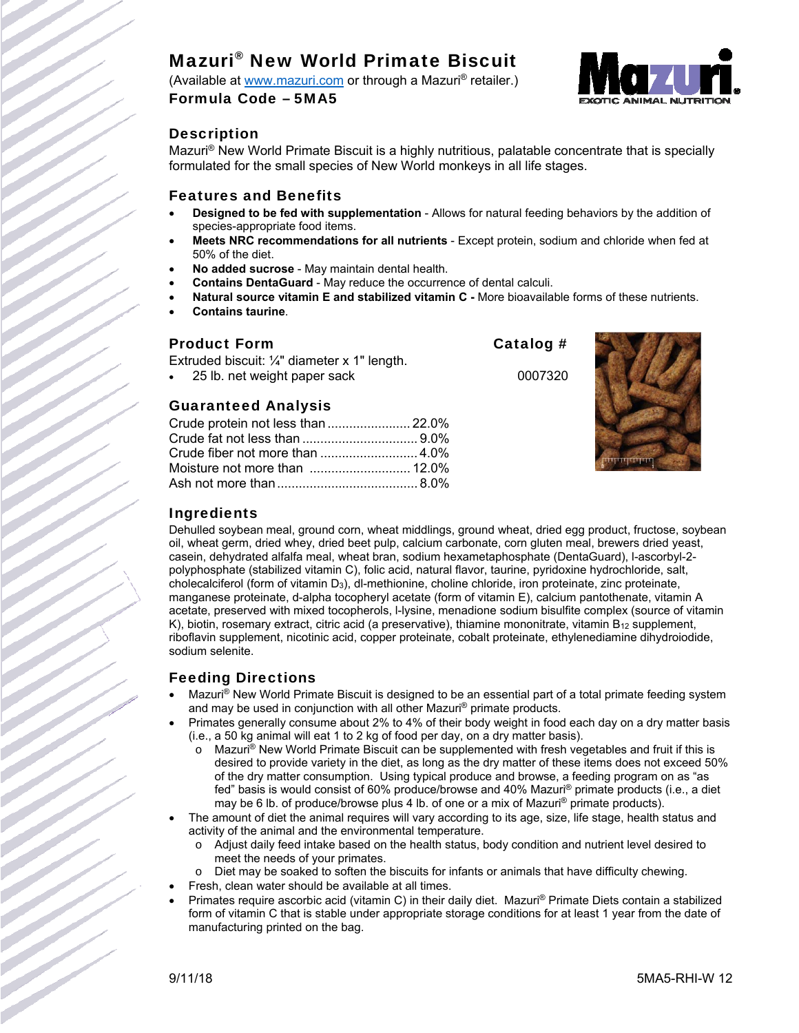# Mazuri® New World Primate Biscuit

(Available at www.mazuri.com or through a Mazuri® retailer.)

**Formula Code – 5MA5**

## Description

Mazuri® New World Primate Biscuit is a highly nutritious, palatable concentrate that is specially formulated for the small species of New World monkeys in all life stages.

## Features and Benefits

- **Designed to be fed with supplementation** - Allows for natural feeding behaviors by the addition of species-appropriate food items.
- **Meets NRC recommendations for all nutrients** - Except protein, sodium and chloride when fed at 50% of the diet.
- **No added sucrose** - May maintain dental health.
- **Contains DentaGuard** - May reduce the occurrence of dental calculi.
- **Natural source vitamin E and stabilized vitamin C -** More bioavailable forms of these nutrients.
- **Contains taurine**.

## Product Form

Extruded biscuit: ¼" diameter x 1" length.

| Product Form | Catalog # |
|---|---|
| 25 lb. net weight paper sack | 0007320 |

## Guaranteed Analysis

| | |
|---|---|
| Crude protein not less than | 22.0% |
| Crude fat not less than | 9.0% |
| Crude fiber not more than | 4.0% |
| Moisture not more than | 12.0% |
| Ash not more than | 8.0% |

## Ingredients

Dehulled soybean meal, ground corn, wheat middlings, ground wheat, dried egg product, fructose, soybean oil, wheat germ, dried whey, dried beet pulp, calcium carbonate, corn gluten meal, brewers dried yeast, casein, dehydrated alfalfa meal, wheat bran, sodium hexametaphosphate (DentaGuard), l-ascorbyl-2-polyphosphate (stabilized vitamin C), folic acid, natural flavor, taurine, pyridoxine hydrochloride, salt, cholecalciferol (form of vitamin $D_3$), dl-methionine, choline chloride, iron proteinate, zinc proteinate, manganese proteinate, d-alpha tocopheryl acetate (form of vitamin E), calcium pantothenate, vitamin A acetate, preserved with mixed tocopherols, l-lysine, menadione sodium bisulfite complex (source of vitamin K), biotin, rosemary extract, citric acid (a preservative), thiamine mononitrate, vitamin $B_{12}$ supplement, riboflavin supplement, nicotinic acid, copper proteinate, cobalt proteinate, ethylenediamine dihydroiodide, sodium selenite.

## Feeding Directions

- Mazuri® New World Primate Biscuit is designed to be an essential part of a total primate feeding system and may be used in conjunction with all other Mazuri® primate products.
- Primates generally consume about 2% to 4% of their body weight in food each day on a dry matter basis (i.e., a 50 kg animal will eat 1 to 2 kg of food per day, on a dry matter basis).
  - Mazuri® New World Primate Biscuit can be supplemented with fresh vegetables and fruit if this is desired to provide variety in the diet, as long as the dry matter of these items does not exceed 50% of the dry matter consumption. Using typical produce and browse, a feeding program on as "as fed" basis is would consist of 60% produce/browse and 40% Mazuri® primate products (i.e., a diet may be 6 lb. of produce/browse plus 4 lb. of one or a mix of Mazuri® primate products).
- The amount of diet the animal requires will vary according to its age, size, life stage, health status and activity of the animal and the environmental temperature.
  - Adjust daily feed intake based on the health status, body condition and nutrient level desired to meet the needs of your primates.
  - Diet may be soaked to soften the biscuits for infants or animals that have difficulty chewing.
- Fresh, clean water should be available at all times.
- Primates require ascorbic acid (vitamin C) in their daily diet. Mazuri® Primate Diets contain a stabilized form of vitamin C that is stable under appropriate storage conditions for at least 1 year from the date of manufacturing printed on the bag.

9/11/18 5MA5-RHI-W 12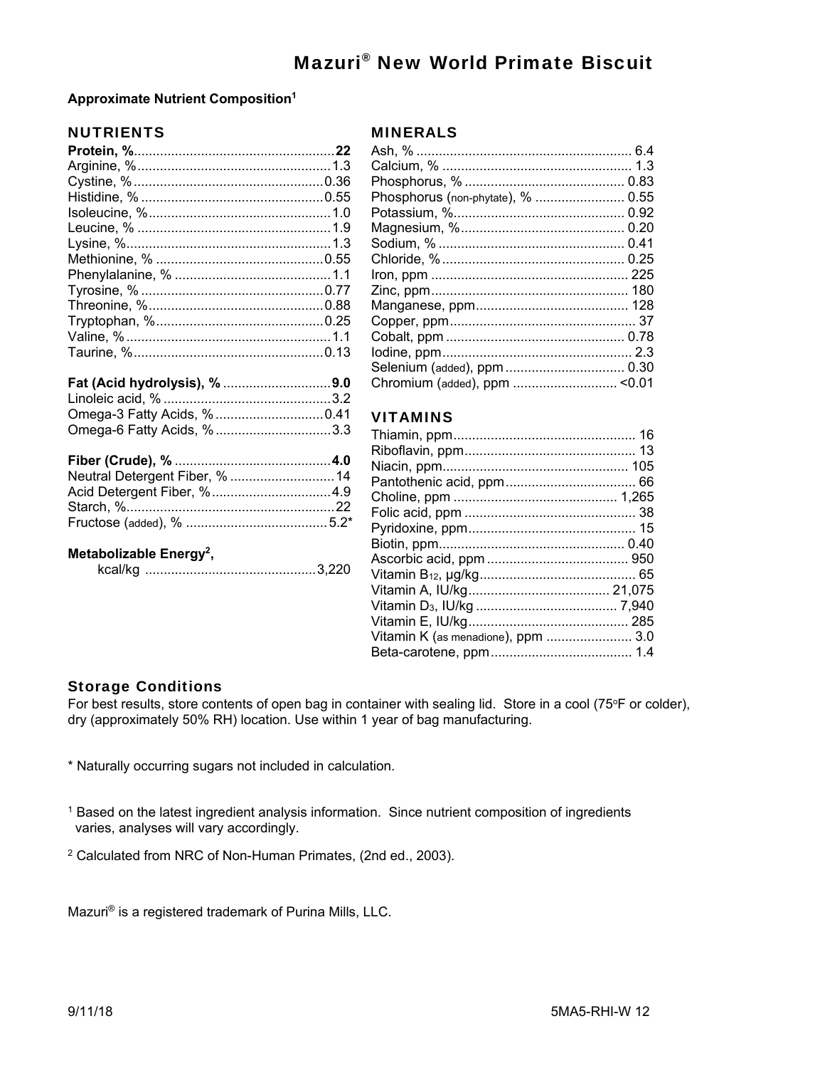# Mazuri® New World Primate Biscuit

**Approximate Nutrient Composition[1]**

## NUTRIENTS

| | |
|---|---|
| **Protein, %** | **22** |
| Arginine, % | 1.3 |
| Cystine, % | 0.36 |
| Histidine, % | 0.55 |
| Isoleucine, % | 1.0 |
| Leucine, % | 1.9 |
| Lysine, % | 1.3 |
| Methionine, % | 0.55 |
| Phenylalanine, % | 1.1 |
| Tyrosine, % | 0.77 |
| Threonine, % | 0.88 |
| Tryptophan, % | 0.25 |
| Valine, % | 1.1 |
| Taurine, % | 0.13 |

| | |
|---|---|
| **Fat (Acid hydrolysis), %** | **9.0** |
| Linoleic acid, % | 3.2 |
| Omega-3 Fatty Acids, % | 0.41 |
| Omega-6 Fatty Acids, % | 3.3 |

| | |
|---|---|
| **Fiber (Crude), %** | **4.0** |
| Neutral Detergent Fiber, % | 14 |
| Acid Detergent Fiber, % | 4.9 |
| Starch, % | 22 |
| Fructose (added), % | 5.2* |

**Metabolizable Energy[2],**
kcal/kg ............ 3,220

## MINERALS

| | |
|---|---|
| Ash, % | 6.4 |
| Calcium, % | 1.3 |
| Phosphorus, % | 0.83 |
| Phosphorus (non-phytate), % | 0.55 |
| Potassium, % | 0.92 |
| Magnesium, % | 0.20 |
| Sodium, % | 0.41 |
| Chloride, % | 0.25 |
| Iron, ppm | 225 |
| Zinc, ppm | 180 |
| Manganese, ppm | 128 |
| Copper, ppm | 37 |
| Cobalt, ppm | 0.78 |
| Iodine, ppm | 2.3 |
| Selenium (added), ppm | 0.30 |
| Chromium (added), ppm | <0.01 |

## VITAMINS

| | |
|---|---|
| Thiamin, ppm | 16 |
| Riboflavin, ppm | 13 |
| Niacin, ppm | 105 |
| Pantothenic acid, ppm | 66 |
| Choline, ppm | 1,265 |
| Folic acid, ppm | 38 |
| Pyridoxine, ppm | 15 |
| Biotin, ppm | 0.40 |
| Ascorbic acid, ppm | 950 |
| Vitamin $B_{12}$, µg/kg | 65 |
| Vitamin A, IU/kg | 21,075 |
| Vitamin $D_3$, IU/kg | 7,940 |
| Vitamin E, IU/kg | 285 |
| Vitamin K (as menadione), ppm | 3.0 |
| Beta-carotene, ppm | 1.4 |

## Storage Conditions

For best results, store contents of open bag in container with sealing lid. Store in a cool (75°F or colder), dry (approximately 50% RH) location. Use within 1 year of bag manufacturing.

\* Naturally occurring sugars not included in calculation.

[1] Based on the latest ingredient analysis information. Since nutrient composition of ingredients varies, analyses will vary accordingly.

[2] Calculated from NRC of Non-Human Primates, (2nd ed., 2003).

Mazuri® is a registered trademark of Purina Mills, LLC.

9/11/18 5MA5-RHI-W 12